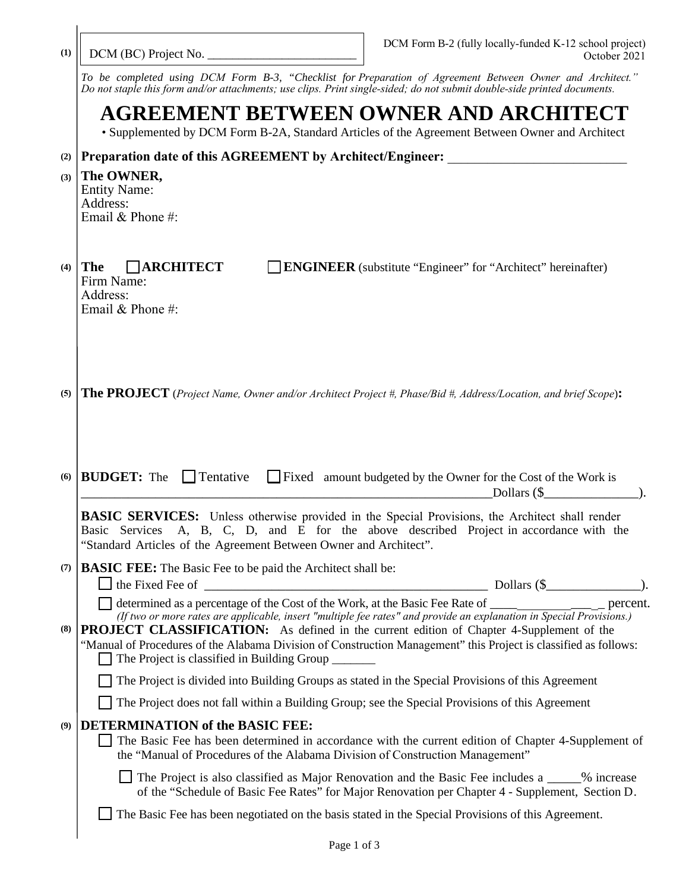(1) DCM (BC) Project No. ________________________

DCM Form B-2 (fully locally-funded K-12 school project)
October 2021

*To be completed using DCM Form B-3, "Checklist for Preparation of Agreement Between Owner and Architect." Do not staple this form and/or attachments; use clips. Print single-sided; do not submit double-side printed documents.*

# AGREEMENT BETWEEN OWNER AND ARCHITECT

• Supplemented by DCM Form B-2A, Standard Articles of the Agreement Between Owner and Architect

(2) **Preparation date of this AGREEMENT by Architect/Engineer:** ___________________________

(3) **The OWNER,**
Entity Name:
Address:
Email & Phone #:

(4) **The** ☐ **ARCHITECT** ☐ **ENGINEER** (substitute "Engineer" for "Architect" hereinafter)
Firm Name:
Address:
Email & Phone #:

(5) **The PROJECT** (*Project Name, Owner and/or Architect Project #, Phase/Bid #, Address/Location, and brief Scope*)**:**

(6) **BUDGET:** The ☐ Tentative ☐ Fixed amount budgeted by the Owner for the Cost of the Work is ____________________________________________________________________Dollars ($_______________).

**BASIC SERVICES:** Unless otherwise provided in the Special Provisions, the Architect shall render Basic Services A, B, C, D, and E for the above described Project in accordance with the "Standard Articles of the Agreement Between Owner and Architect".

(7) **BASIC FEE:** The Basic Fee to be paid the Architect shall be:

☐ the Fixed Fee of _______________________________________________ Dollars ($_______________).

☐ determined as a percentage of the Cost of the Work, at the Basic Fee Rate of _____________________ percent.
*(If two or more rates are applicable, insert "multiple fee rates" and provide an explanation in Special Provisions.)*

(8) **PROJECT CLASSIFICATION:** As defined in the current edition of Chapter 4-Supplement of the "Manual of Procedures of the Alabama Division of Construction Management" this Project is classified as follows:

☐ The Project is classified in Building Group _______

☐ The Project is divided into Building Groups as stated in the Special Provisions of this Agreement

☐ The Project does not fall within a Building Group; see the Special Provisions of this Agreement

(9) **DETERMINATION of the BASIC FEE:**

☐ The Basic Fee has been determined in accordance with the current edition of Chapter 4-Supplement of the "Manual of Procedures of the Alabama Division of Construction Management"

☐ The Project is also classified as Major Renovation and the Basic Fee includes a _____% increase of the "Schedule of Basic Fee Rates" for Major Renovation per Chapter 4 - Supplement, Section D.

☐ The Basic Fee has been negotiated on the basis stated in the Special Provisions of this Agreement.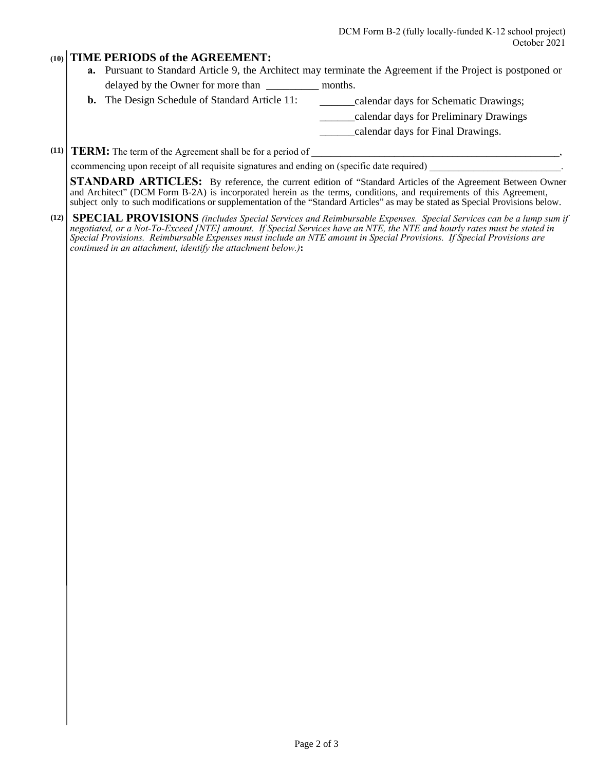**(10) TIME PERIODS of the AGREEMENT:**

**a.** Pursuant to Standard Article 9, the Architect may terminate the Agreement if the Project is postponed or delayed by the Owner for more than __________ months.

**b.** The Design Schedule of Standard Article 11:
______calendar days for Schematic Drawings;
______calendar days for Preliminary Drawings
______calendar days for Final Drawings.

**(11) TERM:** The term of the Agreement shall be for a period of ____________________________________________________,
ccommencing upon receipt of all requisite signatures and ending on (specific date required) ___________________________.

**STANDARD ARTICLES:** By reference, the current edition of "Standard Articles of the Agreement Between Owner and Architect" (DCM Form B-2A) is incorporated herein as the terms, conditions, and requirements of this Agreement, subject only to such modifications or supplementation of the "Standard Articles" as may be stated as Special Provisions below.

**(12) SPECIAL PROVISIONS** *(includes Special Services and Reimbursable Expenses. Special Services can be a lump sum if negotiated, or a Not-To-Exceed [NTE] amount. If Special Services have an NTE, the NTE and hourly rates must be stated in Special Provisions. Reimbursable Expenses must include an NTE amount in Special Provisions. If Special Provisions are continued in an attachment, identify the attachment below.)***:**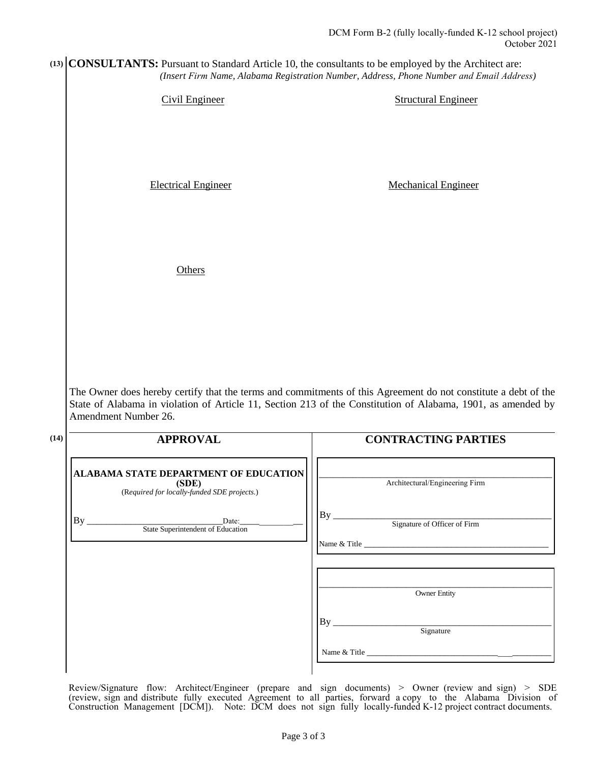**(13) CONSULTANTS:** Pursuant to Standard Article 10, the consultants to be employed by the Architect are:
*(Insert Firm Name, Alabama Registration Number, Address, Phone Number and Email Address)*

Civil Engineer

Structural Engineer

Electrical Engineer

Mechanical Engineer

Others

The Owner does hereby certify that the terms and commitments of this Agreement do not constitute a debt of the State of Alabama in violation of Article 11, Section 213 of the Constitution of Alabama, 1901, as amended by Amendment Number 26.

**(14)**

| APPROVAL | CONTRACTING PARTIES |
|---|---|
| **ALABAMA STATE DEPARTMENT OF EDUCATION (SDE)**<br>(*Required for locally-funded SDE projects.*)<br><br>By ______________________________ Date: ______________<br>State Superintendent of Education | ______________________________________________<br>Architectural/Engineering Firm<br><br>By ____________________________________________<br>Signature of Officer of Firm<br><br>Name & Title ____________________________________ |
| | ______________________________________________<br>Owner Entity<br><br>By ____________________________________________<br>Signature<br><br>Name & Title ____________________________________ |

Review/Signature flow: Architect/Engineer (prepare and sign documents) > Owner (review and sign) > SDE (review, sign and distribute fully executed Agreement to all parties, forward a copy to the Alabama Division of Construction Management [DCM]). Note: DCM does not sign fully locally-funded K-12 project contract documents.